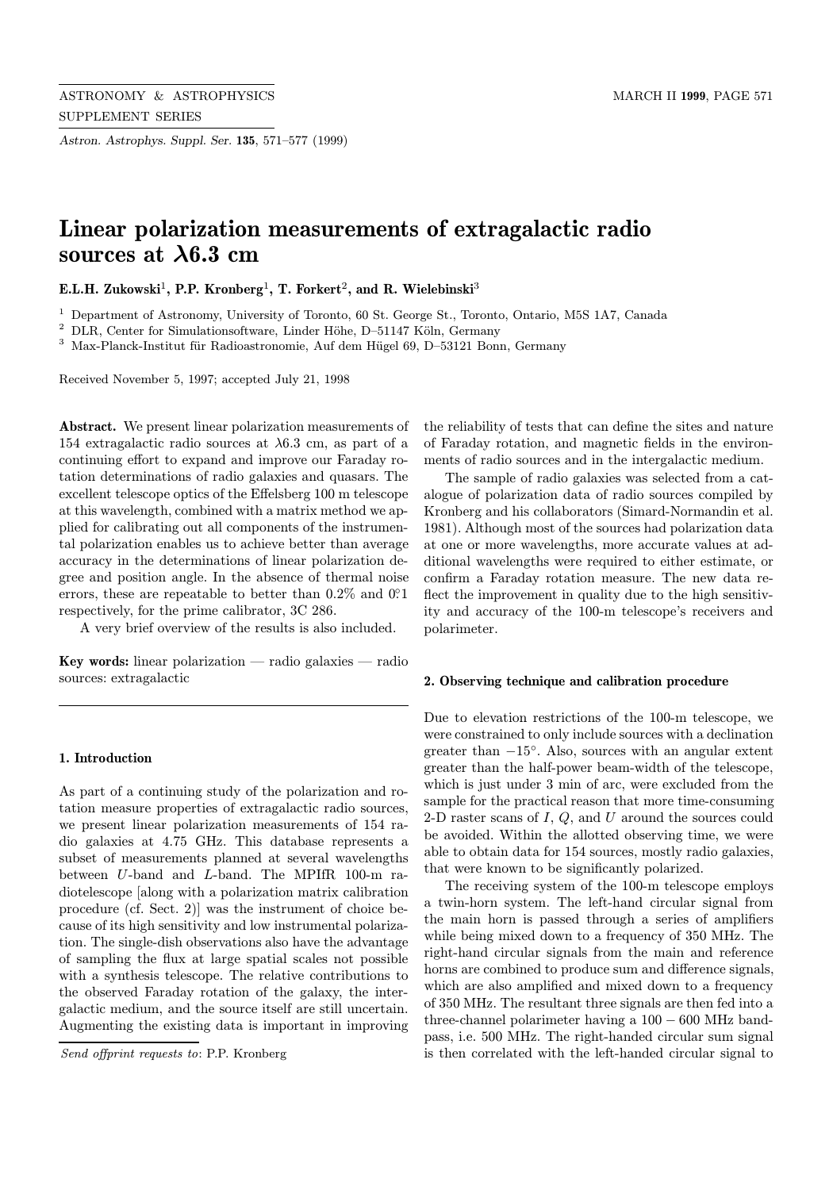# Linear polarization measurements of extragalactic radio sources at λ6.3 cm

**E.L.H. Zukowski[1], P.P. Kronberg[1], T. Forkert[2], and R. Wielebinski[3]**

[1] Department of Astronomy, University of Toronto, 60 St. George St., Toronto, Ontario, M5S 1A7, Canada

[2] DLR, Center for Simulationsoftware, Linder Höhe, D–51147 Köln, Germany

[3] Max-Planck-Institut für Radioastronomie, Auf dem Hügel 69, D–53121 Bonn, Germany

Received November 5, 1997; accepted July 21, 1998

**Abstract.** We present linear polarization measurements of 154 extragalactic radio sources at λ6.3 cm, as part of a continuing effort to expand and improve our Faraday rotation determinations of radio galaxies and quasars. The excellent telescope optics of the Effelsberg 100 m telescope at this wavelength, combined with a matrix method we applied for calibrating out all components of the instrumental polarization enables us to achieve better than average accuracy in the determinations of linear polarization degree and position angle. In the absence of thermal noise errors, these are repeatable to better than 0.2% and $0\overset{\circ}{.}1$ respectively, for the prime calibrator, 3C 286.

A very brief overview of the results is also included.

**Key words:** linear polarization — radio galaxies — radio sources: extragalactic

## 1. Introduction

As part of a continuing study of the polarization and rotation measure properties of extragalactic radio sources, we present linear polarization measurements of 154 radio galaxies at 4.75 GHz. This database represents a subset of measurements planned at several wavelengths between *U*-band and *L*-band. The MPIfR 100-m radiotelescope [along with a polarization matrix calibration procedure (cf. Sect. 2)] was the instrument of choice because of its high sensitivity and low instrumental polarization. The single-dish observations also have the advantage of sampling the flux at large spatial scales not possible with a synthesis telescope. The relative contributions to the observed Faraday rotation of the galaxy, the intergalactic medium, and the source itself are still uncertain. Augmenting the existing data is important in improving the reliability of tests that can define the sites and nature of Faraday rotation, and magnetic fields in the environments of radio sources and in the intergalactic medium.

The sample of radio galaxies was selected from a catalogue of polarization data of radio sources compiled by Kronberg and his collaborators (Simard-Normandin et al. 1981). Although most of the sources had polarization data at one or more wavelengths, more accurate values at additional wavelengths were required to either estimate, or confirm a Faraday rotation measure. The new data reflect the improvement in quality due to the high sensitivity and accuracy of the 100-m telescope's receivers and polarimeter.

*Send offprint requests to*: P.P. Kronberg

## 2. Observing technique and calibration procedure

Due to elevation restrictions of the 100-m telescope, we were constrained to only include sources with a declination greater than $-15^{\circ}$. Also, sources with an angular extent greater than the half-power beam-width of the telescope, which is just under 3 min of arc, were excluded from the sample for the practical reason that more time-consuming 2-D raster scans of $I$, $Q$, and $U$ around the sources could be avoided. Within the allotted observing time, we were able to obtain data for 154 sources, mostly radio galaxies, that were known to be significantly polarized.

The receiving system of the 100-m telescope employs a twin-horn system. The left-hand circular signal from the main horn is passed through a series of amplifiers while being mixed down to a frequency of 350 MHz. The right-hand circular signals from the main and reference horns are combined to produce sum and difference signals, which are also amplified and mixed down to a frequency of 350 MHz. The resultant three signals are then fed into a three-channel polarimeter having a $100-600$ MHz bandpass, i.e. 500 MHz. The right-handed circular sum signal is then correlated with the left-handed circular signal to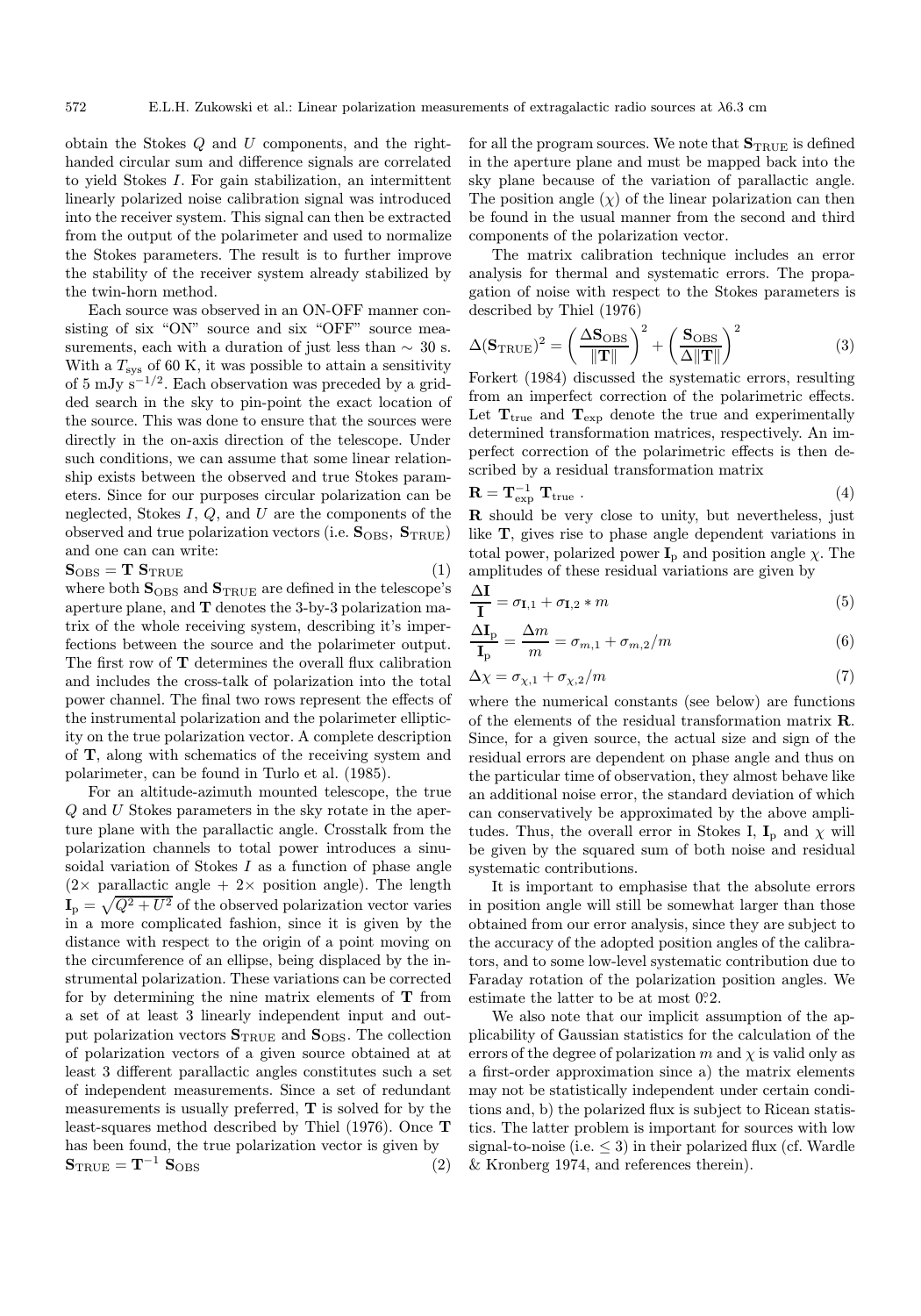obtain the Stokes $Q$ and $U$ components, and the right-handed circular sum and difference signals are correlated to yield Stokes $I$. For gain stabilization, an intermittent linearly polarized noise calibration signal was introduced into the receiver system. This signal can then be extracted from the output of the polarimeter and used to normalize the Stokes parameters. The result is to further improve the stability of the receiver system already stabilized by the twin-horn method.

Each source was observed in an ON-OFF manner consisting of six "ON" source and six "OFF" source measurements, each with a duration of just less than $\sim$ 30 s. With a $T_{\rm sys}$ of 60 K, it was possible to attain a sensitivity of 5 mJy $s^{-1/2}$. Each observation was preceded by a gridded search in the sky to pin-point the exact location of the source. This was done to ensure that the sources were directly in the on-axis direction of the telescope. Under such conditions, we can assume that some linear relationship exists between the observed and true Stokes parameters. Since for our purposes circular polarization can be neglected, Stokes $I$, $Q$, and $U$ are the components of the observed and true polarization vectors (i.e. $\mathbf{S}_{\rm OBS}$, $\mathbf{S}_{\rm TRUE}$) and one can can write:

$$\mathbf{S}_{\rm OBS} = \mathbf{T}\ \mathbf{S}_{\rm TRUE} \tag{1}$$

where both $\mathbf{S}_{\rm OBS}$ and $\mathbf{S}_{\rm TRUE}$ are defined in the telescope's aperture plane, and $\mathbf{T}$ denotes the 3-by-3 polarization matrix of the whole receiving system, describing it's imperfections between the source and the polarimeter output. The first row of $\mathbf{T}$ determines the overall flux calibration and includes the cross-talk of polarization into the total power channel. The final two rows represent the effects of the instrumental polarization and the polarimeter ellipticity on the true polarization vector. A complete description of $\mathbf{T}$, along with schematics of the receiving system and polarimeter, can be found in Turlo et al. (1985).

For an altitude-azimuth mounted telescope, the true $Q$ and $U$ Stokes parameters in the sky rotate in the aperture plane with the parallactic angle. Crosstalk from the polarization channels to total power introduces a sinusoidal variation of Stokes $I$ as a function of phase angle ($2\times$ parallactic angle + $2\times$ position angle). The length $\mathbf{I}_{\rm p} = \sqrt{Q^2 + U^2}$ of the observed polarization vector varies in a more complicated fashion, since it is given by the distance with respect to the origin of a point moving on the circumference of an ellipse, being displaced by the instrumental polarization. These variations can be corrected for by determining the nine matrix elements of $\mathbf{T}$ from a set of at least 3 linearly independent input and output polarization vectors $\mathbf{S}_{\rm TRUE}$ and $\mathbf{S}_{\rm OBS}$. The collection of polarization vectors of a given source obtained at at least 3 different parallactic angles constitutes such a set of independent measurements. Since a set of redundant measurements is usually preferred, $\mathbf{T}$ is solved for by the least-squares method described by Thiel (1976). Once $\mathbf{T}$ has been found, the true polarization vector is given by

$$\mathbf{S}_{\rm TRUE} = \mathbf{T}^{-1}\ \mathbf{S}_{\rm OBS} \tag{2}$$

for all the program sources. We note that $\mathbf{S}_{\rm TRUE}$ is defined in the aperture plane and must be mapped back into the sky plane because of the variation of parallactic angle. The position angle ($\chi$) of the linear polarization can then be found in the usual manner from the second and third components of the polarization vector.

The matrix calibration technique includes an error analysis for thermal and systematic errors. The propagation of noise with respect to the Stokes parameters is described by Thiel (1976)

$$\Delta(\mathbf{S}_{\rm TRUE})^2 = \left(\frac{\Delta\mathbf{S}_{\rm OBS}}{\|\mathbf{T}\|}\right)^2 + \left(\frac{\mathbf{S}_{\rm OBS}}{\Delta\|\mathbf{T}\|}\right)^2 \tag{3}$$

Forkert (1984) discussed the systematic errors, resulting from an imperfect correction of the polarimetric effects. Let $\mathbf{T}_{\rm true}$ and $\mathbf{T}_{\rm exp}$ denote the true and experimentally determined transformation matrices, respectively. An imperfect correction of the polarimetric effects is then described by a residual transformation matrix

$$\mathbf{R} = \mathbf{T}_{\rm exp}^{-1}\ \mathbf{T}_{\rm true}\ . \tag{4}$$

$\mathbf{R}$ should be very close to unity, but nevertheless, just like $\mathbf{T}$, gives rise to phase angle dependent variations in total power, polarized power $\mathbf{I}_{\rm p}$ and position angle $\chi$. The amplitudes of these residual variations are given by

$$\frac{\Delta\mathbf{I}}{\mathbf{I}} = \sigma_{\mathbf{I},1} + \sigma_{\mathbf{I},2} * m \tag{5}$$

$$\frac{\Delta\mathbf{I}_{\rm p}}{\mathbf{I}_{\rm p}} = \frac{\Delta m}{m} = \sigma_{m,1} + \sigma_{m,2}/m \tag{6}$$

$$\Delta\chi = \sigma_{\chi,1} + \sigma_{\chi,2}/m \tag{7}$$

where the numerical constants (see below) are functions of the elements of the residual transformation matrix $\mathbf{R}$. Since, for a given source, the actual size and sign of the residual errors are dependent on phase angle and thus on the particular time of observation, they almost behave like an additional noise error, the standard deviation of which can conservatively be approximated by the above amplitudes. Thus, the overall error in Stokes I, $\mathbf{I}_{\rm p}$ and $\chi$ will be given by the squared sum of both noise and residual systematic contributions.

It is important to emphasise that the absolute errors in position angle will still be somewhat larger than those obtained from our error analysis, since they are subject to the accuracy of the adopted position angles of the calibrators, and to some low-level systematic contribution due to Faraday rotation of the polarization position angles. We estimate the latter to be at most $0\overset{\circ}{.}2$.

We also note that our implicit assumption of the applicability of Gaussian statistics for the calculation of the errors of the degree of polarization $m$ and $\chi$ is valid only as a first-order approximation since a) the matrix elements may not be statistically independent under certain conditions and, b) the polarized flux is subject to Ricean statistics. The latter problem is important for sources with low signal-to-noise (i.e. $\leq 3$) in their polarized flux (cf. Wardle & Kronberg 1974, and references therein).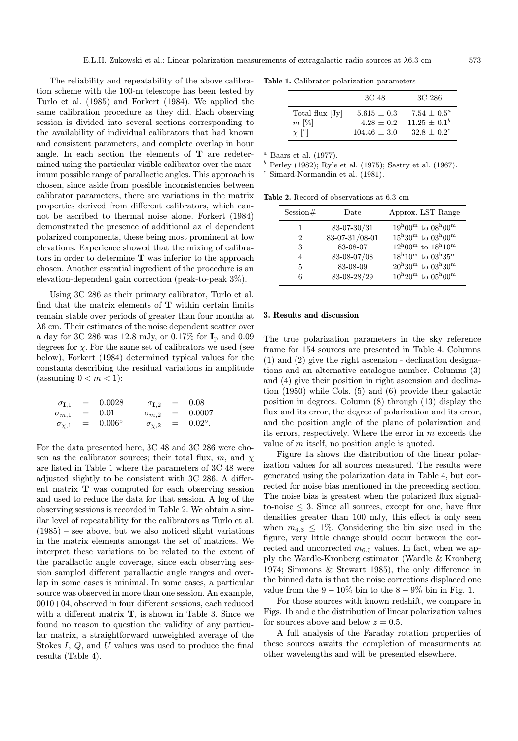The reliability and repeatability of the above calibration scheme with the 100-m telescope has been tested by Turlo et al. (1985) and Forkert (1984). We applied the same calibration procedure as they did. Each observing session is divided into several sections corresponding to the availability of individual calibrators that had known and consistent parameters, and complete overlap in hour angle. In each section the elements of $\mathbf{T}$ are redetermined using the particular visible calibrator over the maximum possible range of parallactic angles. This approach is chosen, since aside from possible inconsistencies between calibrator parameters, there are variations in the matrix properties derived from different calibrators, which cannot be ascribed to thermal noise alone. Forkert (1984) demonstrated the presence of additional az–el dependent polarized components, these being most prominent at low elevations. Experience showed that the mixing of calibrators in order to determine $\mathbf{T}$ was inferior to the approach chosen. Another essential ingredient of the procedure is an elevation-dependent gain correction (peak-to-peak 3%).

Using 3C 286 as their primary calibrator, Turlo et al. find that the matrix elements of $\mathbf{T}$ within certain limits remain stable over periods of greater than four months at $\lambda$6 cm. Their estimates of the noise dependent scatter over a day for 3C 286 was 12.8 mJy, or 0.17% for $\mathbf{I}_\mathrm{p}$ and 0.09 degrees for $\chi$. For the same set of calibrators we used (see below), Forkert (1984) determined typical values for the constants describing the residual variations in amplitude (assuming $0 < m < 1$):

$$\begin{aligned}
\sigma_{\mathbf{I},1} &= 0.0028 \qquad & \sigma_{\mathbf{I},2} &= 0.08 \\
\sigma_{m,1} &= 0.01 \qquad & \sigma_{m,2} &= 0.0007 \\
\sigma_{\chi,1} &= 0.006^\circ \qquad & \sigma_{\chi,2} &= 0.02^\circ.
\end{aligned}$$

For the data presented here, 3C 48 and 3C 286 were chosen as the calibrator sources; their total flux, $m$, and $\chi$ are listed in Table 1 where the parameters of 3C 48 were adjusted slightly to be consistent with 3C 286. A different matrix $\mathbf{T}$ was computed for each observing session and used to reduce the data for that session. A log of the observing sessions is recorded in Table 2. We obtain a similar level of repeatability for the calibrators as Turlo et al. (1985) – see above, but we also noticed slight variations in the matrix elements amongst the set of matrices. We interpret these variations to be related to the extent of the parallactic angle coverage, since each observing session sampled different parallactic angle ranges and overlap in some cases is minimal. In some cases, a particular source was observed in more than one session. An example, 0010+04, observed in four different sessions, each reduced with a different matrix $\mathbf{T}$, is shown in Table 3. Since we found no reason to question the validity of any particular matrix, a straightforward unweighted average of the Stokes $I$, $Q$, and $U$ values was used to produce the final results (Table 4).

**Table 1.** Calibrator polarization parameters

| | 3C 48 | 3C 286 |
|---|---|---|
| Total flux [Jy] | $5.615 \pm 0.3$ | $7.54 \pm 0.5$[a] |
| $m$ [%] | $4.28 \pm 0.2$ | $11.25 \pm 0.1$[b] |
| $\chi$ [°] | $104.46 \pm 3.0$ | $32.8 \pm 0.2$[c] |

[a] Baars et al. (1977).
[b] Perley (1982); Ryle et al. (1975); Sastry et al. (1967).
[c] Simard-Normandin et al. (1981).

**Table 2.** Record of observations at 6.3 cm

| Session# | Date | Approx. LST Range |
|---|---|---|
| 1 | 83-07-30/31 | $19^\mathrm{h}00^\mathrm{m}$ to $08^\mathrm{h}00^\mathrm{m}$ |
| 2 | 83-07-31/08-01 | $15^\mathrm{h}30^\mathrm{m}$ to $03^\mathrm{h}00^\mathrm{m}$ |
| 3 | 83-08-07 | $12^\mathrm{h}00^\mathrm{m}$ to $18^\mathrm{h}10^\mathrm{m}$ |
| 4 | 83-08-07/08 | $18^\mathrm{h}10^\mathrm{m}$ to $03^\mathrm{h}35^\mathrm{m}$ |
| 5 | 83-08-09 | $20^\mathrm{h}30^\mathrm{m}$ to $03^\mathrm{h}30^\mathrm{m}$ |
| 6 | 83-08-28/29 | $10^\mathrm{h}20^\mathrm{m}$ to $05^\mathrm{h}00^\mathrm{m}$ |

## 3. Results and discussion

The true polarization parameters in the sky reference frame for 154 sources are presented in Table 4. Columns (1) and (2) give the right ascension - declination designations and an alternative catalogue number. Columns (3) and (4) give their position in right ascension and declination (1950) while Cols. (5) and (6) provide their galactic position in degrees. Column (8) through (13) display the flux and its error, the degree of polarization and its error, and the position angle of the plane of polarization and its errors, respectively. Where the error in $m$ exceeds the value of $m$ itself, no position angle is quoted.

Figure 1a shows the distribution of the linear polarization values for all sources measured. The results were generated using the polarization data in Table 4, but corrected for noise bias mentioned in the preceeding section. The noise bias is greatest when the polarized flux signal-to-noise $\leq 3$. Since all sources, except for one, have flux densities greater than 100 mJy, this effect is only seen when $m_{6.3} \leq 1$%. Considering the bin size used in the figure, very little change should occur between the corrected and uncorrected $m_{6.3}$ values. In fact, when we apply the Wardle-Kronberg estimator (Wardle & Kronberg 1974; Simmons & Stewart 1985), the only difference in the binned data is that the noise corrections displaced one value from the $9-10$% bin to the $8-9$% bin in Fig. 1.

For those sources with known redshift, we compare in Figs. 1b and c the distribution of linear polarization values for sources above and below $z = 0.5$.

A full analysis of the Faraday rotation properties of these sources awaits the completion of measurments at other wavelengths and will be presented elsewhere.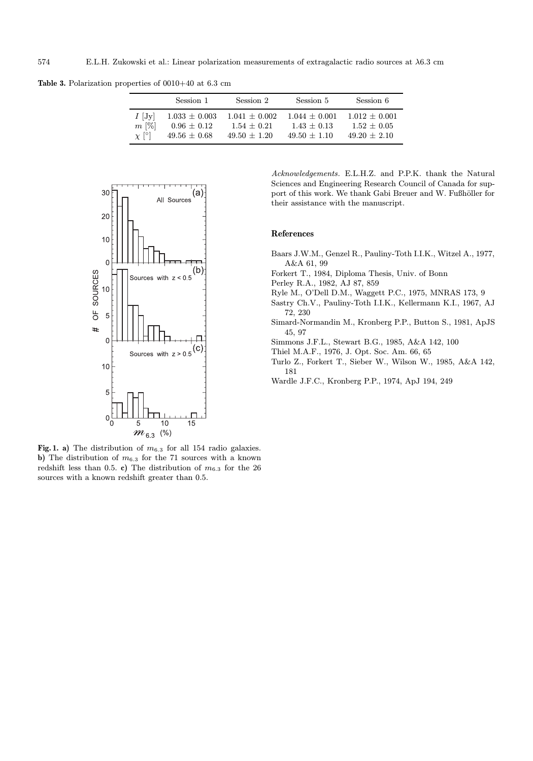**Table 3.** Polarization properties of 0010+40 at 6.3 cm

| | Session 1 | Session 2 | Session 5 | Session 6 |
|---|---|---|---|---|
| $I$ [Jy] | $1.033 \pm 0.003$ | $1.041 \pm 0.002$ | $1.044 \pm 0.001$ | $1.012 \pm 0.001$ |
| $m$ [%] | $0.96 \pm 0.12$ | $1.54 \pm 0.21$ | $1.43 \pm 0.13$ | $1.52 \pm 0.05$ |
| $\chi$ [°] | $49.56 \pm 0.68$ | $49.50 \pm 1.20$ | $49.50 \pm 1.10$ | $49.20 \pm 2.10$ |

**Fig. 1. a)** The distribution of $m_{6.3}$ for all 154 radio galaxies. **b)** The distribution of $m_{6.3}$ for the 71 sources with a known redshift less than 0.5. **c)** The distribution of $m_{6.3}$ for the 26 sources with a known redshift greater than 0.5.

*Acknowledgements.* E.L.H.Z. and P.P.K. thank the Natural Sciences and Engineering Research Council of Canada for support of this work. We thank Gabi Breuer and W. Fußhöller for their assistance with the manuscript.

## References

- Baars J.W.M., Genzel R., Pauliny-Toth I.I.K., Witzel A., 1977, A&A 61, 99
- Forkert T., 1984, Diploma Thesis, Univ. of Bonn
- Perley R.A., 1982, AJ 87, 859
- Ryle M., O'Dell D.M., Waggett P.C., 1975, MNRAS 173, 9
- Sastry Ch.V., Pauliny-Toth I.I.K., Kellermann K.I., 1967, AJ 72, 230
- Simard-Normandin M., Kronberg P.P., Button S., 1981, ApJS 45, 97
- Simmons J.F.L., Stewart B.G., 1985, A&A 142, 100
- Thiel M.A.F., 1976, J. Opt. Soc. Am. 66, 65
- Turlo Z., Forkert T., Sieber W., Wilson W., 1985, A&A 142, 181
- Wardle J.F.C., Kronberg P.P., 1974, ApJ 194, 249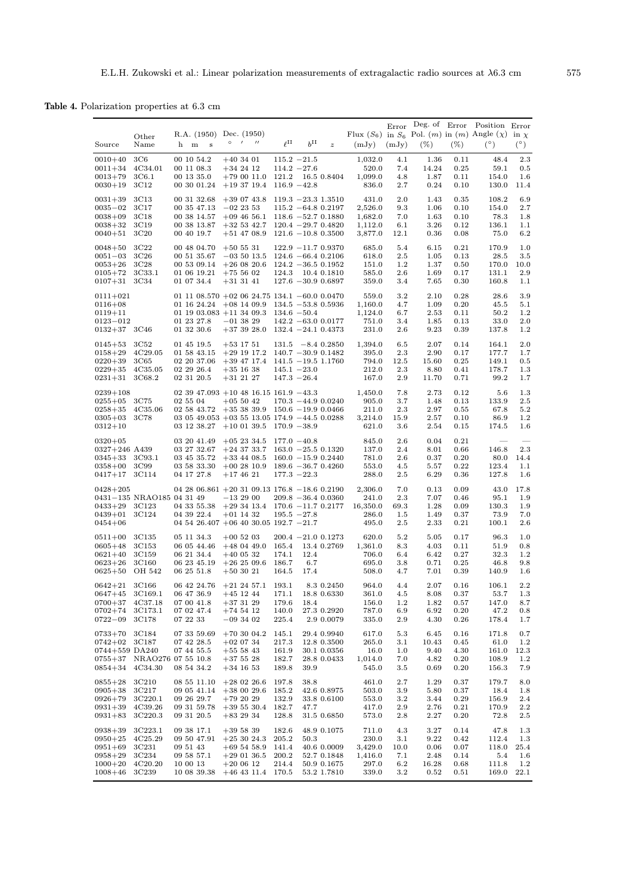**Table 4.** Polarization properties at 6.3 cm

| Source | Other Name | R.A. (1950) h m s | Dec. (1950) ° ′ ″ | $\ell^{II}$ | $b^{II}$ | $z$ | Flux ($S_6$) (mJy) | Error in $S_6$ (mJy) | Deg. of Pol. ($m$) (%) | Error in ($m$) (%) | Position Angle ($\chi$) (°) | Error in $\chi$ (°) |
|---|---|---|---|---|---|---|---|---|---|---|---|---|
| 0010+40 | 3C6 | 00 10 54.2 | +40 34 01 | 115.2 | −21.5 | | 1,032.0 | 4.1 | 1.36 | 0.11 | 48.4 | 2.3 |
| 0011+34 | 4C34.01 | 00 11 08.3 | +34 24 12 | 114.2 | −27.6 | | 520.0 | 7.4 | 14.24 | 0.25 | 59.1 | 0.5 |
| 0013+79 | 3C6.1 | 00 13 35.0 | +79 00 11.0 | 121.2 | 16.5 | 0.8404 | 1,099.0 | 4.8 | 1.87 | 0.11 | 154.0 | 1.6 |
| 0030+19 | 3C12 | 00 30 01.24 | +19 37 19.4 | 116.9 | −42.8 | | 836.0 | 2.7 | 0.24 | 0.10 | 130.0 | 11.4 |
| 0031+39 | 3C13 | 00 31 32.68 | +39 07 43.8 | 119.3 | −23.3 | 1.3510 | 431.0 | 2.0 | 1.43 | 0.35 | 108.2 | 6.9 |
| 0035−02 | 3C17 | 00 35 47.13 | −02 23 53 | 115.2 | −64.8 | 0.2197 | 2,526.0 | 9.3 | 1.06 | 0.10 | 154.0 | 2.7 |
| 0038+09 | 3C18 | 00 38 14.57 | +09 46 56.1 | 118.6 | −52.7 | 0.1880 | 1,682.0 | 7.0 | 1.63 | 0.10 | 78.3 | 1.8 |
| 0038+32 | 3C19 | 00 38 13.87 | +32 53 42.7 | 120.4 | −29.7 | 0.4820 | 1,112.0 | 6.1 | 3.26 | 0.12 | 136.1 | 1.1 |
| 0040+51 | 3C20 | 00 40 19.7 | +51 47 08.9 | 121.6 | −10.8 | 0.3500 | 3,877.0 | 12.1 | 0.36 | 0.08 | 75.0 | 6.2 |
| 0048+50 | 3C22 | 00 48 04.70 | +50 55 31 | 122.9 | −11.7 | 0.9370 | 685.0 | 5.4 | 6.15 | 0.21 | 170.9 | 1.0 |
| 0051−03 | 3C26 | 00 51 35.67 | −03 50 13.5 | 124.6 | −66.4 | 0.2106 | 618.0 | 2.5 | 1.05 | 0.13 | 28.5 | 3.5 |
| 0053+26 | 3C28 | 00 53 09.14 | +26 08 20.6 | 124.2 | −36.5 | 0.1952 | 151.0 | 1.2 | 1.37 | 0.50 | 170.0 | 10.0 |
| 0105+72 | 3C33.1 | 01 06 19.21 | +75 56 02 | 124.3 | 10.4 | 0.1810 | 585.0 | 2.6 | 1.69 | 0.17 | 131.1 | 2.9 |
| 0107+31 | 3C34 | 01 07 34.4 | +31 31 41 | 127.6 | −30.9 | 0.6897 | 359.0 | 3.4 | 7.65 | 0.30 | 160.8 | 1.1 |
| 0111+021 | | 01 11 08.570 | +02 06 24.75 | 134.1 | −60.0 | 0.0470 | 559.0 | 3.2 | 2.10 | 0.28 | 28.6 | 3.9 |
| 0116+08 | | 01 16 24.24 | +08 14 09.9 | 134.5 | −53.8 | 0.5936 | 1,160.0 | 4.7 | 1.09 | 0.20 | 45.5 | 5.1 |
| 0119+11 | | 01 19 03.083 | +11 34 09.3 | 134.6 | −50.4 | | 1,124.0 | 6.7 | 2.53 | 0.11 | 50.2 | 1.2 |
| 0123−012 | | 01 23 27.8 | −01 38 29 | 142.2 | −63.0 | 0.0177 | 751.0 | 3.4 | 1.85 | 0.13 | 33.0 | 2.0 |
| 0132+37 | 3C46 | 01 32 30.6 | +37 39 28.0 | 132.4 | −24.1 | 0.4373 | 231.0 | 2.6 | 9.23 | 0.39 | 137.8 | 1.2 |
| 0145+53 | 3C52 | 01 45 19.5 | +53 17 51 | 131.5 | −8.4 | 0.2850 | 1,394.0 | 6.5 | 2.07 | 0.14 | 164.1 | 2.0 |
| 0158+29 | 4C29.05 | 01 58 43.15 | +29 19 17.2 | 140.7 | −30.9 | 0.1482 | 395.0 | 2.3 | 2.90 | 0.17 | 177.7 | 1.7 |
| 0220+39 | 3C65 | 02 20 37.06 | +39 47 17.4 | 141.5 | −19.5 | 1.1760 | 794.0 | 12.5 | 15.60 | 0.25 | 149.1 | 0.5 |
| 0229+35 | 4C35.05 | 02 29 26.4 | +35 16 38 | 145.1 | −23.0 | | 212.0 | 2.3 | 8.80 | 0.41 | 178.7 | 1.3 |
| 0231+31 | 3C68.2 | 02 31 20.5 | +31 21 27 | 147.3 | −26.4 | | 167.0 | 2.9 | 11.70 | 0.71 | 99.2 | 1.7 |
| 0239+108 | | 02 39 47.093 | +10 48 16.15 | 161.9 | −43.3 | | 1,450.0 | 7.8 | 2.73 | 0.12 | 5.6 | 1.3 |
| 0255+05 | 3C75 | 02 55 04 | +05 50 42 | 170.3 | −44.9 | 0.0240 | 905.0 | 3.7 | 1.48 | 0.13 | 133.9 | 2.5 |
| 0258+35 | 4C35.06 | 02 58 43.72 | +35 38 39.9 | 150.6 | −19.9 | 0.0466 | 211.0 | 2.3 | 2.97 | 0.55 | 67.8 | 5.2 |
| 0305+03 | 3C78 | 03 05 49.053 | +03 55 13.05 | 174.9 | −44.5 | 0.0288 | 3,214.0 | 15.9 | 2.57 | 0.10 | 86.9 | 1.2 |
| 0312+10 | | 03 12 38.27 | +10 01 39.5 | 170.9 | −38.9 | | 621.0 | 3.6 | 2.54 | 0.15 | 174.5 | 1.6 |
| 0320+05 | | 03 20 41.49 | +05 23 34.5 | 177.0 | −40.8 | | 845.0 | 2.6 | 0.04 | 0.21 | — | — |
| 0327+246 | A439 | 03 27 32.67 | +24 37 33.7 | 163.0 | −25.5 | 0.1320 | 137.0 | 2.4 | 8.01 | 0.66 | 146.8 | 2.3 |
| 0345+33 | 3C93.1 | 03 45 35.72 | +33 44 08.5 | 160.0 | −15.9 | 0.2440 | 781.0 | 2.6 | 0.37 | 0.20 | 80.0 | 14.4 |
| 0358+00 | 3C99 | 03 58 33.30 | +00 28 10.9 | 189.6 | −36.7 | 0.4260 | 553.0 | 4.5 | 5.57 | 0.22 | 123.4 | 1.1 |
| 0417+17 | 3C114 | 04 17 27.8 | +17 46 21 | 177.3 | −22.3 | | 288.0 | 2.5 | 6.29 | 0.36 | 127.8 | 1.6 |
| 0428+205 | | 04 28 06.861 | +20 31 09.13 | 176.8 | −18.6 | 0.2190 | 2,306.0 | 7.0 | 0.13 | 0.09 | 43.0 | 17.8 |
| 0431−135 | NRAO185 | 04 31 49 | −13 29 00 | 209.8 | −36.4 | 0.0360 | 241.0 | 2.3 | 7.07 | 0.46 | 95.1 | 1.9 |
| 0433+29 | 3C123 | 04 33 55.38 | +29 34 13.4 | 170.6 | −11.7 | 0.2177 | 16,350.0 | 69.3 | 1.28 | 0.09 | 130.3 | 1.9 |
| 0439+01 | 3C124 | 04 39 22.4 | +01 14 32 | 195.5 | −27.8 | | 286.0 | 1.5 | 1.49 | 0.37 | 73.9 | 7.0 |
| 0454+06 | | 04 54 26.407 | +06 40 30.05 | 192.7 | −21.7 | | 495.0 | 2.5 | 2.33 | 0.21 | 100.1 | 2.6 |
| 0511+00 | 3C135 | 05 11 34.3 | +00 52 03 | 200.4 | −21.0 | 0.1273 | 620.0 | 5.2 | 5.05 | 0.17 | 96.3 | 1.0 |
| 0605+48 | 3C153 | 06 05 44.46 | +48 04 49.0 | 165.4 | 13.4 | 0.2769 | 1,361.0 | 8.3 | 4.03 | 0.11 | 51.9 | 0.8 |
| 0621+40 | 3C159 | 06 21 34.4 | +40 05 32 | 174.1 | 12.4 | | 706.0 | 6.4 | 6.42 | 0.27 | 32.3 | 1.2 |
| 0623+26 | 3C160 | 06 23 45.19 | +26 25 09.6 | 186.7 | 6.7 | | 695.0 | 3.8 | 0.71 | 0.25 | 46.8 | 9.8 |
| 0625+50 | OH 542 | 06 25 51.8 | +50 30 21 | 164.5 | 17.4 | | 508.0 | 4.7 | 7.01 | 0.39 | 140.9 | 1.6 |
| 0642+21 | 3C166 | 06 42 24.76 | +21 24 57.1 | 193.1 | 8.3 | 0.2450 | 964.0 | 4.4 | 2.07 | 0.16 | 106.1 | 2.2 |
| 0647+45 | 3C169.1 | 06 47 36.9 | +45 12 44 | 171.1 | 18.8 | 0.6330 | 361.0 | 4.5 | 8.08 | 0.37 | 53.7 | 1.3 |
| 0700+37 | 4C37.18 | 07 00 41.8 | +37 31 29 | 179.6 | 18.4 | | 156.0 | 1.2 | 1.82 | 0.57 | 147.0 | 8.7 |
| 0702+74 | 3C173.1 | 07 02 47.4 | +74 54 12 | 140.0 | 27.3 | 0.2920 | 787.0 | 6.9 | 6.92 | 0.20 | 47.2 | 0.8 |
| 0722−09 | 3C178 | 07 22 33 | −09 34 02 | 225.4 | 2.9 | 0.0079 | 335.0 | 2.9 | 4.30 | 0.26 | 178.4 | 1.7 |
| 0733+70 | 3C184 | 07 33 59.69 | +70 30 04.2 | 145.1 | 29.4 | 0.9940 | 617.0 | 5.3 | 6.45 | 0.16 | 171.8 | 0.7 |
| 0742+02 | 3C187 | 07 42 28.5 | +02 07 34 | 217.3 | 12.8 | 0.3500 | 265.0 | 3.1 | 10.43 | 0.45 | 61.0 | 1.2 |
| 0744+559 | DA240 | 07 44 55.5 | +55 58 43 | 161.9 | 30.1 | 0.0356 | 16.0 | 1.0 | 9.40 | 4.30 | 161.0 | 12.3 |
| 0755+37 | NRAO276 | 07 55 10.8 | +37 55 28 | 182.7 | 28.8 | 0.0433 | 1,014.0 | 7.0 | 4.82 | 0.20 | 108.9 | 1.2 |
| 0854+34 | 4C34.30 | 08 54 34.2 | +34 16 53 | 189.8 | 39.9 | | 545.0 | 3.5 | 0.69 | 0.20 | 156.3 | 7.9 |
| 0855+28 | 3C210 | 08 55 11.10 | +28 02 26.6 | 197.8 | 38.8 | | 461.0 | 2.7 | 1.29 | 0.37 | 179.7 | 8.0 |
| 0905+38 | 3C217 | 09 05 41.14 | +38 00 29.6 | 185.2 | 42.6 | 0.8975 | 503.0 | 3.9 | 5.80 | 0.37 | 18.4 | 1.8 |
| 0926+79 | 3C220.1 | 09 26 29.7 | +79 20 29 | 132.9 | 33.8 | 0.6100 | 553.0 | 3.2 | 3.44 | 0.29 | 156.9 | 2.4 |
| 0931+39 | 4C39.26 | 09 31 59.78 | +39 55 30.4 | 182.7 | 47.7 | | 417.0 | 2.9 | 2.76 | 0.21 | 170.9 | 2.2 |
| 0931+83 | 3C220.3 | 09 31 20.5 | +83 29 34 | 128.8 | 31.5 | 0.6850 | 573.0 | 2.8 | 2.27 | 0.20 | 72.8 | 2.5 |
| 0938+39 | 3C223.1 | 09 38 17.1 | +39 58 39 | 182.6 | 48.9 | 0.1075 | 711.0 | 4.3 | 3.27 | 0.14 | 47.8 | 1.3 |
| 0950+25 | 4C25.29 | 09 50 47.91 | +25 30 24.3 | 205.2 | 50.3 | | 230.0 | 3.1 | 9.22 | 0.42 | 112.4 | 1.3 |
| 0951+69 | 3C231 | 09 51 43 | +69 54 58.9 | 141.4 | 40.6 | 0.0009 | 3,429.0 | 10.0 | 0.06 | 0.07 | 118.0 | 25.4 |
| 0958+29 | 3C234 | 09 58 57.1 | +29 01 36.5 | 200.2 | 52.7 | 0.1848 | 1,416.0 | 7.1 | 2.48 | 0.14 | 5.4 | 1.6 |
| 1000+20 | 4C20.20 | 10 00 13 | +20 06 12 | 214.4 | 50.9 | 0.1675 | 297.0 | 6.2 | 16.28 | 0.68 | 111.8 | 1.2 |
| 1008+46 | 3C239 | 10 08 39.38 | +46 43 11.4 | 170.5 | 53.2 | 1.7810 | 339.0 | 3.2 | 0.52 | 0.51 | 169.0 | 22.1 |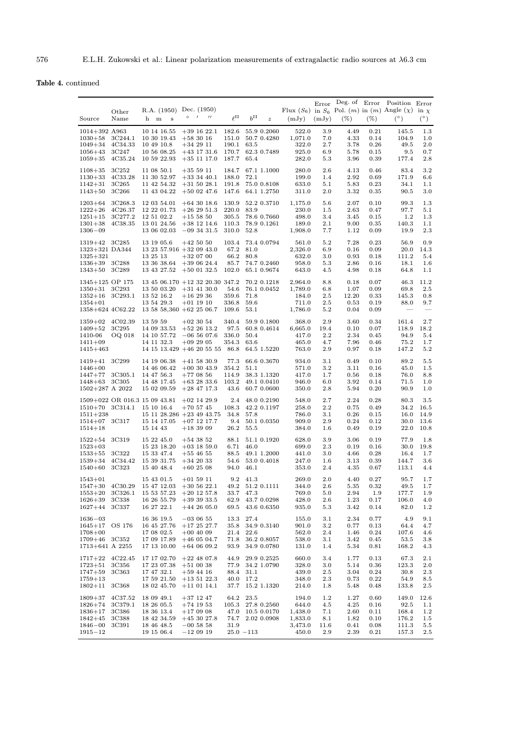**Table 4.** continued

| Source | Other Name | R.A. (1950) h m s | Dec. (1950) ° ′ ″ | $\ell^{II}$ | $b^{II}$ | $z$ | Flux ($S_6$) (mJy) | Error in $S_6$ (mJy) | Deg. of Pol. ($m$) (%) | Error in ($m$) (%) | Position Angle ($\chi$) (°) | Error in $\chi$ (°) |
|---|---|---|---|---|---|---|---|---|---|---|---|---|
| 1014+392 | A963 | 10 14 16.55 | +39 16 22.1 | 182.6 | 55.9 | 0.2060 | 522.0 | 3.9 | 4.49 | 0.21 | 145.5 | 1.3 |
| 1030+58 | 3C244.1 | 10 30 19.43 | +58 30 16 | 151.0 | 50.7 | 0.4280 | 1,071.0 | 7.0 | 4.33 | 0.14 | 104.9 | 1.0 |
| 1049+34 | 4C34.33 | 10 49 10.8 | +34 29 11 | 190.1 | 63.5 | | 322.0 | 2.7 | 3.78 | 0.26 | 49.5 | 2.0 |
| 1056+43 | 3C247 | 10 56 08.25 | +43 17 31.6 | 170.7 | 62.3 | 0.7489 | 925.0 | 6.9 | 5.78 | 0.15 | 9.5 | 0.7 |
| 1059+35 | 4C35.24 | 10 59 22.93 | +35 11 17.0 | 187.7 | 65.4 | | 282.0 | 5.3 | 3.96 | 0.39 | 177.4 | 2.8 |
| 1108+35 | 3C252 | 11 08 50.1 | +35 59 11 | 184.7 | 67.1 | 1.1000 | 280.0 | 2.6 | 4.13 | 0.46 | 83.4 | 3.2 |
| 1130+33 | 4C33.28 | 11 30 52.97 | +33 34 40.1 | 188.0 | 72.1 | | 199.0 | 1.4 | 2.92 | 0.69 | 171.9 | 6.6 |
| 1142+31 | 3C265 | 11 42 54.32 | +31 50 28.1 | 191.8 | 75.0 | 0.8108 | 633.0 | 5.1 | 5.83 | 0.23 | 34.1 | 1.1 |
| 1143+50 | 3C266 | 11 43 04.22 | +50 02 47.6 | 147.6 | 64.1 | 1.2750 | 311.0 | 2.0 | 3.32 | 0.35 | 90.5 | 3.0 |
| 1203+64 | 3C268.3 | 12 03 54.01 | +64 30 18.6 | 130.9 | 52.2 | 0.3710 | 1,175.0 | 5.6 | 2.07 | 0.10 | 99.3 | 1.3 |
| 1222+26 | 4C26.37 | 12 22 01.73 | +26 29 51.3 | 220.0 | 83.9 | | 230.0 | 1.5 | 2.63 | 0.47 | 97.7 | 5.1 |
| 1251+15 | 3C277.2 | 12 51 02.2 | +15 58 50 | 305.5 | 78.6 | 0.7660 | 498.0 | 3.4 | 3.45 | 0.15 | 1.2 | 1.3 |
| 1301+38 | 4C38.35 | 13 01 24.56 | +38 12 14.6 | 110.3 | 78.9 | 0.1261 | 189.0 | 2.1 | 9.00 | 0.35 | 140.3 | 1.1 |
| 1306−09 | | 13 06 02.03 | −09 34 31.5 | 310.0 | 52.8 | | 1,908.0 | 7.7 | 1.12 | 0.09 | 19.9 | 2.3 |
| 1319+42 | 3C285 | 13 19 05.6 | +42 50 50 | 103.4 | 73.4 | 0.0794 | 561.0 | 5.2 | 7.28 | 0.23 | 56.9 | 0.9 |
| 1323+321 | DA344 | 13 23 57.916 | +32 09 43.0 | 67.2 | 81.0 | | 2,326.0 | 6.9 | 0.16 | 0.09 | 20.0 | 14.3 |
| 1325+321 | | 13 25 13 | +32 07 00 | 66.2 | 80.8 | | 632.0 | 3.0 | 0.93 | 0.18 | 111.2 | 5.4 |
| 1336+39 | 3C288 | 13 36 38.64 | +39 06 24.4 | 85.7 | 74.7 | 0.2460 | 958.0 | 5.3 | 2.86 | 0.16 | 18.1 | 1.6 |
| 1343+50 | 3C289 | 13 43 27.52 | +50 01 32.5 | 102.0 | 65.1 | 0.9674 | 643.0 | 4.5 | 4.98 | 0.18 | 64.8 | 1.1 |
| 1345+125 | OP 175 | 13 45 06.170 | +12 32 20.30 | 347.2 | 70.2 | 0.1218 | 2,964.0 | 8.8 | 0.18 | 0.07 | 46.3 | 11.2 |
| 1350+31 | 3C293 | 13 50 03.20 | +31 41 30.0 | 54.6 | 76.1 | 0.0452 | 1,789.0 | 6.8 | 1.07 | 0.09 | 69.8 | 2.5 |
| 1352+16 | 3C293.1 | 13 52 16.2 | +16 29 36 | 359.6 | 71.8 | | 184.0 | 2.5 | 12.20 | 0.33 | 145.3 | 0.8 |
| 1354+01 | | 13 54 29.3 | +01 19 10 | 336.8 | 59.6 | | 711.0 | 2.5 | 0.53 | 0.19 | 88.0 | 9.7 |
| 1358+624 | 4C62.22 | 13 58 58,360 | +62 25 06.7 | 109.6 | 53.1 | | 1,786.0 | 5.2 | 0.04 | 0.09 | — | — |
| 1359+02 | 4C02.39 | 13 59 59 | +02 30 54 | 340.4 | 59.9 | 0.1800 | 368.0 | 2.9 | 3.60 | 0.34 | 161.4 | 2.7 |
| 1409+52 | 3C295 | 14 09 33.53 | +52 26 13.2 | 97.5 | 60.8 | 0.4614 | 6,665.0 | 19.4 | 0.10 | 0.07 | 118.9 | 18.2 |
| 1410-06 | OQ 018 | 14 10 57.72 | −06 56 07.6 | 336.0 | 50.4 | | 417.0 | 2.2 | 2.34 | 0.45 | 94.9 | 5.4 |
| 1411+09 | | 14 11 32.3 | +09 29 05 | 354.3 | 63.6 | | 465.0 | 4.7 | 7.96 | 0.46 | 75.2 | 1.7 |
| 1415+463 | | 14 15 13.429 | +46 20 55 55 | 86.8 | 64.5 | 1.5220 | 763.0 | 2.9 | 0.97 | 0.18 | 147.2 | 5.2 |
| 1419+41 | 3C299 | 14 19 06.38 | +41 58 30.9 | 77.3 | 66.6 | 0.3670 | 934.0 | 3.1 | 0.49 | 0.10 | 89.2 | 5.5 |
| 1446+00 | | 14 46 06.42 | +00 30 43.9 | 354.2 | 51.1 | | 571.0 | 3.2 | 3.11 | 0.16 | 45.0 | 1.5 |
| 1447+77 | 3C305.1 | 14 47 56.3 | +77 08 56 | 114.9 | 38.3 | 1.1320 | 417.0 | 1.7 | 0.56 | 0.18 | 76.0 | 8.8 |
| 1448+63 | 3C305 | 14 48 17.45 | +63 28 33.6 | 103.2 | 49.1 | 0.0410 | 946.0 | 6.0 | 3.92 | 0.14 | 71.5 | 1.0 |
| 1502+287 | A 2022 | 15 02 09.59 | +28 47 17.3 | 43.6 | 60.7 | 0.0600 | 350.0 | 2.8 | 5.94 | 0.20 | 90.9 | 1.0 |
| 1509+022 | OR 016.3 | 15 09 43.81 | +02 14 29.9 | 2.4 | 48.0 | 0.2190 | 548.0 | 2.7 | 2.24 | 0.28 | 80.3 | 3.5 |
| 1510+70 | 3C314.1 | 15 10 16.4 | +70 57 45 | 108.3 | 42.2 | 0.1197 | 258.0 | 2.2 | 0.75 | 0.49 | 34.2 | 16.5 |
| 1511+238 | | 15 11 28.286 | +23 49 43.75 | 34.8 | 57.8 | | 786.0 | 3.1 | 0.26 | 0.15 | 16.0 | 14.9 |
| 1514+07 | 3C317 | 15 14 17.05 | +07 12 17.7 | 9.4 | 50.1 | 0.0350 | 909.0 | 2.9 | 0.24 | 0.12 | 30.0 | 13.6 |
| 1514+18 | | 15 14 43 | +18 39 09 | 26.2 | 55.5 | | 384.0 | 1.6 | 0.49 | 0.19 | 22.0 | 10.8 |
| 1522+54 | 3C319 | 15 22 45.0 | +54 38 52 | 88.1 | 51.1 | 0.1920 | 628.0 | 3.9 | 3.06 | 0.19 | 77.9 | 1.8 |
| 1523+03 | | 15 23 18.20 | +03 18 59.0 | 6.71 | 46.0 | | 699.0 | 2.3 | 0.19 | 0.16 | 30.0 | 19.8 |
| 1533+55 | 3C322 | 15 33 47.4 | +55 46 55 | 88.5 | 49.1 | 1.2000 | 441.0 | 3.0 | 4.66 | 0.28 | 16.4 | 1.7 |
| 1539+34 | 4C34.42 | 15 39 31.75 | +34 20 33 | 54.6 | 53.0 | 0.4018 | 247.0 | 1.6 | 3.13 | 0.39 | 144.7 | 3.6 |
| 1540+60 | 3C323 | 15 40 48.4 | +60 25 08 | 94.0 | 46.1 | | 353.0 | 2.4 | 4.35 | 0.67 | 113.1 | 4.4 |
| 1543+01 | | 15 43 01.5 | +01 59 11 | 9.2 | 41.3 | | 269.0 | 2.0 | 4.40 | 0.27 | 95.7 | 1.7 |
| 1547+30 | 4C30.29 | 15 47 12.03 | +30 56 22.1 | 49.2 | 51.2 | 0.1111 | 344.0 | 2.6 | 5.35 | 0.32 | 49.5 | 1.7 |
| 1553+20 | 3C326.1 | 15 53 57.23 | +20 12 57.8 | 33.7 | 47.3 | | 769.0 | 5.0 | 2.94 | 1.9 | 177.7 | 1.9 |
| 1626+39 | 3C338 | 16 26 55.79 | +39 39 33.5 | 62.9 | 43.7 | 0.0298 | 428.0 | 2.6 | 1.23 | 0.17 | 106.0 | 4.0 |
| 1627+44 | 3C337 | 16 27 22.1 | +44 26 05.0 | 69.5 | 43.6 | 0.6350 | 935.0 | 5.3 | 3.42 | 0.14 | 82.0 | 1.2 |
| 1636−03 | | 16 36 19.5 | −03 06 55 | 13.3 | 27.4 | | 155.0 | 3.1 | 2.34 | 0.77 | 4.9 | 9.1 |
| 1645+17 | OS 176 | 16 45 27.76 | +17 25 27.7 | 35.8 | 34.9 | 0.3140 | 901.0 | 3.2 | 0.77 | 0.13 | 64.4 | 4.7 |
| 1708+00 | | 17 08 02.5 | +00 40 09 | 21.4 | 22.6 | | 562.0 | 2.4 | 1.46 | 0.24 | 107.6 | 4.6 |
| 1709+46 | 3C352 | 17 09 17.89 | +46 05 04.7 | 71.8 | 36.2 | 0.8057 | 538.0 | 3.1 | 3.42 | 0.45 | 53.5 | 3.8 |
| 1713+641 | A 2255 | 17 13 10.00 | +64 06 09.2 | 93.9 | 34.9 | 0.0780 | 131.0 | 1.4 | 5.34 | 0.81 | 168.2 | 4.3 |
| 1717+22 | 4C22.45 | 17 17 02.70 | +22 48 07.8 | 44.9 | 29.9 | 0.2525 | 660.0 | 3.4 | 1.77 | 0.13 | 67.3 | 2.1 |
| 1723+51 | 3C356 | 17 23 07.38 | +51 00 38 | 77.9 | 34.2 | 1.0790 | 328.0 | 3.0 | 5.14 | 0.36 | 123.3 | 2.0 |
| 1747+59 | 3C363 | 17 47 32.1 | +59 44 16 | 88.4 | 31.1 | | 439.0 | 2.5 | 3.04 | 0.24 | 30.8 | 2.3 |
| 1759+13 | | 17 59 21.50 | +13 51 22.3 | 40.0 | 17.2 | | 348.0 | 2.3 | 0.73 | 0.22 | 54.9 | 8.5 |
| 1802+11 | 3C368 | 18 02 45.70 | +11 01 14.1 | 37.7 | 15.2 | 1.1320 | 214.0 | 1.8 | 5.48 | 0.48 | 133.8 | 2.5 |
| 1809+37 | 4C37.52 | 18 09 49.1 | +37 12 47 | 64.2 | 23.5 | | 194.0 | 1.2 | 1.27 | 0.60 | 149.0 | 12.6 |
| 1826+74 | 3C379.1 | 18 26 05.5 | +74 19 53 | 105.3 | 27.8 | 0.2560 | 644.0 | 4.5 | 4.25 | 0.16 | 92.5 | 1.1 |
| 1836+17 | 3C386 | 18 36 13.4 | +17 09 08 | 47.0 | 10.5 | 0.0170 | 1,438.0 | 7.1 | 2.60 | 0.11 | 168.4 | 1.2 |
| 1842+45 | 3C388 | 18 42 34.59 | +45 30 27.8 | 74.7 | 2.02 | 0.0908 | 1,833.0 | 8.1 | 1.82 | 0.10 | 176.2 | 1.5 |
| 1846−00 | 3C391 | 18 46 48.5 | −00 58 58 | 31.9 | | | 3,473.0 | 11.6 | 0.41 | 0.08 | 111.3 | 5.5 |
| 1915−12 | | 19 15 06.4 | −12 09 19 | 25.0 | −113 | | 450.0 | 2.9 | 2.39 | 0.21 | 157.3 | 2.5 |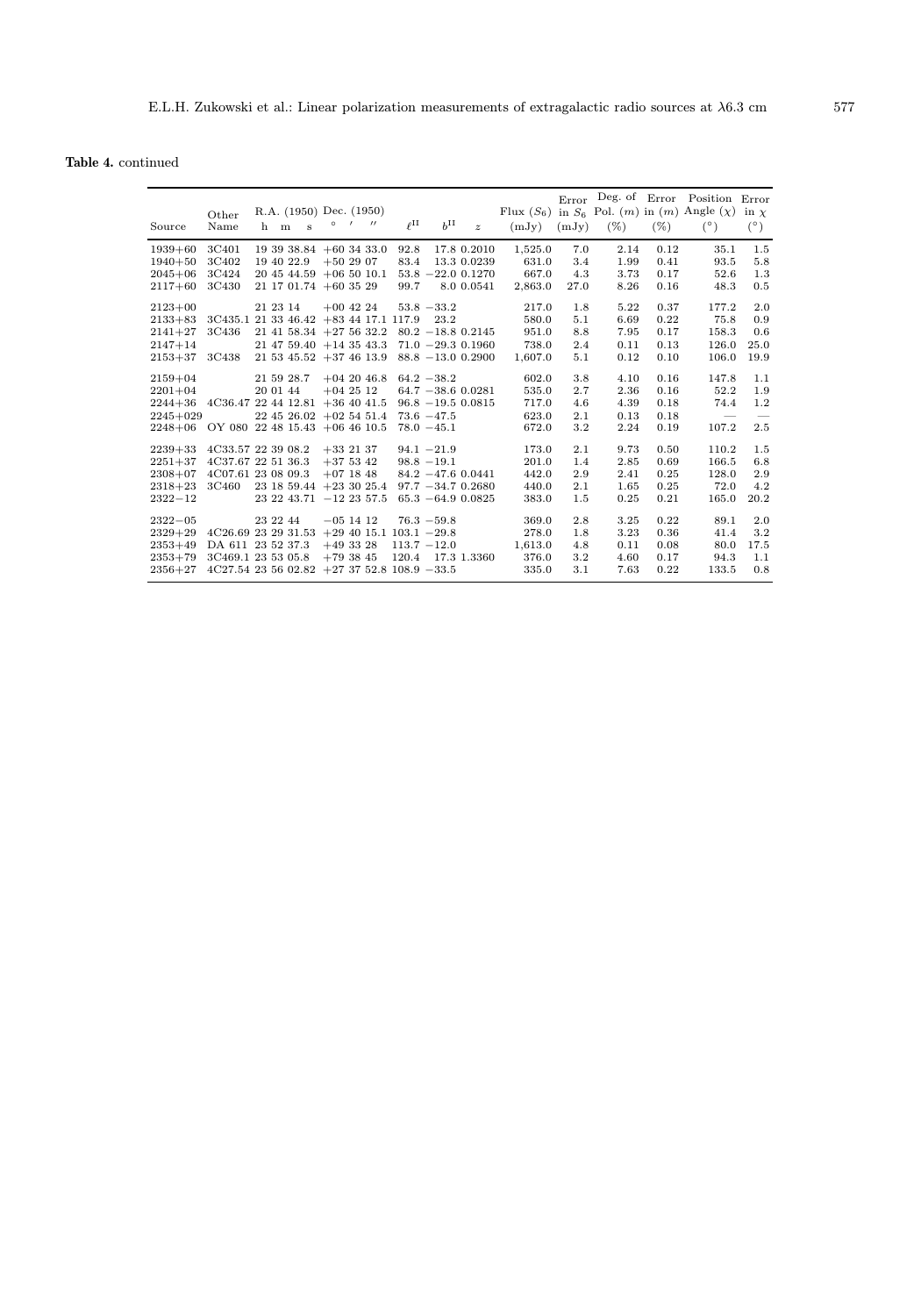**Table 4.** continued

| Source | Other Name | R.A. (1950) h m s | Dec. (1950) ° ′ ″ | $\ell^{\rm II}$ | $b^{\rm II}$ | $z$ | Flux ($S_6$) (mJy) | Error in $S_6$ (mJy) | Deg. of Pol. ($m$) (%) | Error in ($m$) (%) | Position Angle ($\chi$) (°) | Error in $\chi$ (°) |
|---|---|---|---|---|---|---|---|---|---|---|---|---|
| 1939+60 | 3C401 | 19 39 38.84 | +60 34 33.0 | 92.8 | 17.8 | 0.2010 | 1,525.0 | 7.0 | 2.14 | 0.12 | 35.1 | 1.5 |
| 1940+50 | 3C402 | 19 40 22.9 | +50 29 07 | 83.4 | 13.3 | 0.0239 | 631.0 | 3.4 | 1.99 | 0.41 | 93.5 | 5.8 |
| 2045+06 | 3C424 | 20 45 44.59 | +06 50 10.1 | 53.8 | −22.0 | 0.1270 | 667.0 | 4.3 | 3.73 | 0.17 | 52.6 | 1.3 |
| 2117+60 | 3C430 | 21 17 01.74 | +60 35 29 | 99.7 | 8.0 | 0.0541 | 2,863.0 | 27.0 | 8.26 | 0.16 | 48.3 | 0.5 |
| 2123+00 | | 21 23 14 | +00 42 24 | 53.8 | −33.2 | | 217.0 | 1.8 | 5.22 | 0.37 | 177.2 | 2.0 |
| 2133+83 | 3C435.1 | 21 33 46.42 | +83 44 17.1 | 117.9 | 23.2 | | 580.0 | 5.1 | 6.69 | 0.22 | 75.8 | 0.9 |
| 2141+27 | 3C436 | 21 41 58.34 | +27 56 32.2 | 80.2 | −18.8 | 0.2145 | 951.0 | 8.8 | 7.95 | 0.17 | 158.3 | 0.6 |
| 2147+14 | | 21 47 59.40 | +14 35 43.3 | 71.0 | −29.3 | 0.1960 | 738.0 | 2.4 | 0.11 | 0.13 | 126.0 | 25.0 |
| 2153+37 | 3C438 | 21 53 45.52 | +37 46 13.9 | 88.8 | −13.0 | 0.2900 | 1,607.0 | 5.1 | 0.12 | 0.10 | 106.0 | 19.9 |
| 2159+04 | | 21 59 28.7 | +04 20 46.8 | 64.2 | −38.2 | | 602.0 | 3.8 | 4.10 | 0.16 | 147.8 | 1.1 |
| 2201+04 | | 20 01 44 | +04 25 12 | 64.7 | −38.6 | 0.0281 | 535.0 | 2.7 | 2.36 | 0.16 | 52.2 | 1.9 |
| 2244+36 | 4C36.47 | 22 44 12.81 | +36 40 41.5 | 96.8 | −19.5 | 0.0815 | 717.0 | 4.6 | 4.39 | 0.18 | 74.4 | 1.2 |
| 2245+029 | | 22 45 26.02 | +02 54 51.4 | 73.6 | −47.5 | | 623.0 | 2.1 | 0.13 | 0.18 | — | — |
| 2248+06 | OY 080 | 22 48 15.43 | +06 46 10.5 | 78.0 | −45.1 | | 672.0 | 3.2 | 2.24 | 0.19 | 107.2 | 2.5 |
| 2239+33 | 4C33.57 | 22 39 08.2 | +33 21 37 | 94.1 | −21.9 | | 173.0 | 2.1 | 9.73 | 0.50 | 110.2 | 1.5 |
| 2251+37 | 4C37.67 | 22 51 36.3 | +37 53 42 | 98.8 | −19.1 | | 201.0 | 1.4 | 2.85 | 0.69 | 166.5 | 6.8 |
| 2308+07 | 4C07.61 | 23 08 09.3 | +07 18 48 | 84.2 | −47.6 | 0.0441 | 442.0 | 2.9 | 2.41 | 0.25 | 128.0 | 2.9 |
| 2318+23 | 3C460 | 23 18 59.44 | +23 30 25.4 | 97.7 | −34.7 | 0.2680 | 440.0 | 2.1 | 1.65 | 0.25 | 72.0 | 4.2 |
| 2322−12 | | 23 22 43.71 | −12 23 57.5 | 65.3 | −64.9 | 0.0825 | 383.0 | 1.5 | 0.25 | 0.21 | 165.0 | 20.2 |
| 2322−05 | | 23 22 44 | −05 14 12 | 76.3 | −59.8 | | 369.0 | 2.8 | 3.25 | 0.22 | 89.1 | 2.0 |
| 2329+29 | 4C26.69 | 23 29 31.53 | +29 40 15.1 | 103.1 | −29.8 | | 278.0 | 1.8 | 3.23 | 0.36 | 41.4 | 3.2 |
| 2353+49 | DA 611 | 23 52 37.3 | +49 33 28 | 113.7 | −12.0 | | 1,613.0 | 4.8 | 0.11 | 0.08 | 80.0 | 17.5 |
| 2353+79 | 3C469.1 | 23 53 05.8 | +79 38 45 | 120.4 | 17.3 | 1.3360 | 376.0 | 3.2 | 4.60 | 0.17 | 94.3 | 1.1 |
| 2356+27 | 4C27.54 | 23 56 02.82 | +27 37 52.8 | 108.9 | −33.5 | | 335.0 | 3.1 | 7.63 | 0.22 | 133.5 | 0.8 |